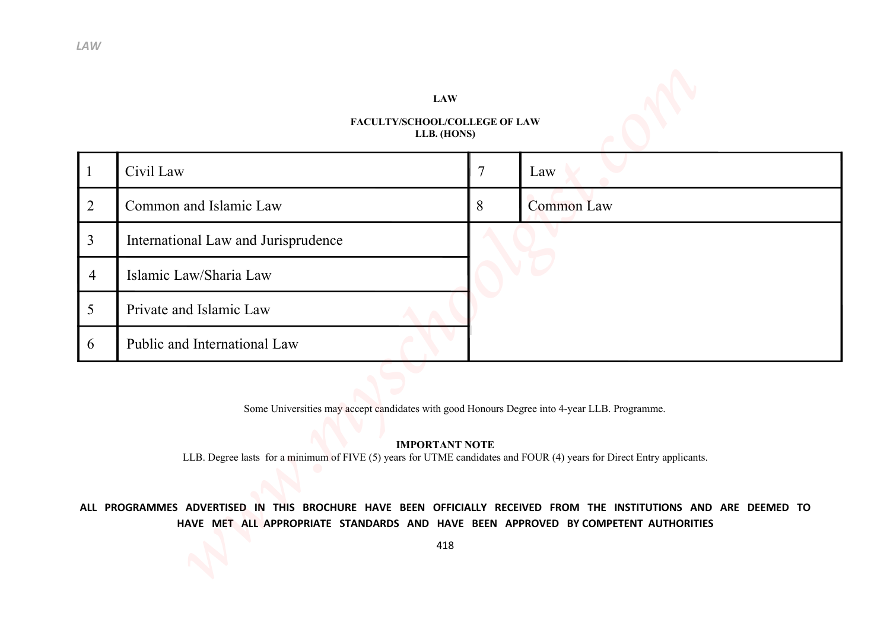# LAW

## FACULTY/SCHOOL/COLLEGE OF LAW
## LLB. (HONS)

| | | | |
|---|---|---|---|
| 1 | Civil Law | 7 | Law |
| 2 | Common and Islamic Law | 8 | Common Law |
| 3 | International Law and Jurisprudence | | |
| 4 | Islamic Law/Sharia Law | | |
| 5 | Private and Islamic Law | | |
| 6 | Public and International Law | | |

Some Universities may accept candidates with good Honours Degree into 4-year LLB. Programme.

**IMPORTANT NOTE**

LLB. Degree lasts for a minimum of FIVE (5) years for UTME candidates and FOUR (4) years for Direct Entry applicants.

**ALL PROGRAMMES ADVERTISED IN THIS BROCHURE HAVE BEEN OFFICIALLY RECEIVED FROM THE INSTITUTIONS AND ARE DEEMED TO HAVE MET ALL APPROPRIATE STANDARDS AND HAVE BEEN APPROVED BY COMPETENT AUTHORITIES**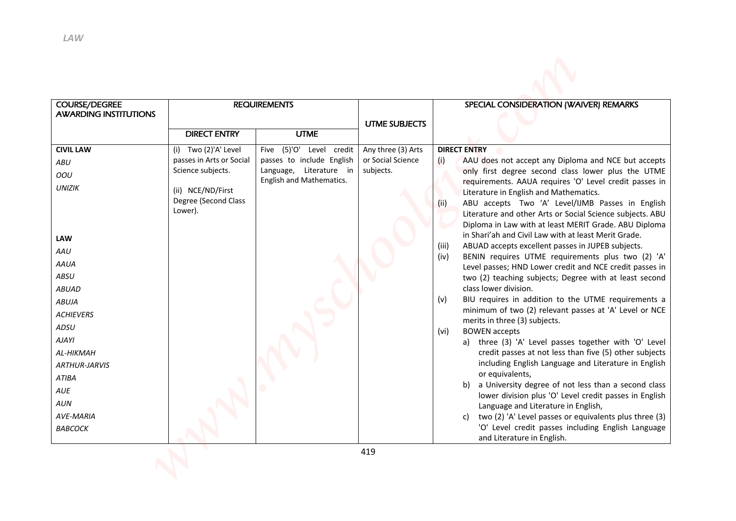| COURSE/DEGREE AWARDING INSTITUTIONS | REQUIREMENTS | | UTME SUBJECTS | SPECIAL CONSIDERATION (WAIVER) REMARKS |
|---|---|---|---|---|
| | DIRECT ENTRY | UTME | | |
| **CIVIL LAW**<br>*ABU*<br>*OOU*<br>*UNIZIK*<br><br>**LAW**<br>*AAU*<br>*AAUA*<br>*ABSU*<br>*ABUAD*<br>*ABUJA*<br>*ACHIEVERS*<br>*ADSU*<br>*AJAYI*<br>*AL-HIKMAH*<br>*ARTHUR-JARVIS*<br>*ATIBA*<br>*AUE*<br>*AUN*<br>*AVE-MARIA*<br>*BABCOCK* | (i) Two (2)'A' Level passes in Arts or Social Science subjects.<br><br>(ii) NCE/ND/First Degree (Second Class Lower). | Five (5)'O' Level credit passes to include English Language, Literature in English and Mathematics. | Any three (3) Arts or Social Science subjects. | **DIRECT ENTRY**<br>(i) AAU does not accept any Diploma and NCE but accepts only first degree second class lower plus the UTME requirements. AAUA requires 'O' Level credit passes in Literature in English and Mathematics.<br>(ii) ABU accepts Two 'A' Level/IJMB Passes in English Literature and other Arts or Social Science subjects. ABU Diploma in Law with at least MERIT Grade. ABU Diploma in Shari'ah and Civil Law with at least Merit Grade.<br>(iii) ABUAD accepts excellent passes in JUPEB subjects.<br>(iv) BENIN requires UTME requirements plus two (2) 'A' Level passes; HND Lower credit and NCE credit passes in two (2) teaching subjects; Degree with at least second class lower division.<br>(v) BIU requires in addition to the UTME requirements a minimum of two (2) relevant passes at 'A' Level or NCE merits in three (3) subjects.<br>(vi) BOWEN accepts<br>a) three (3) 'A' Level passes together with 'O' Level credit passes at not less than five (5) other subjects including English Language and Literature in English or equivalents,<br>b) a University degree of not less than a second class lower division plus 'O' Level credit passes in English Language and Literature in English,<br>c) two (2) 'A' Level passes or equivalents plus three (3) 'O' Level credit passes including English Language and Literature in English. |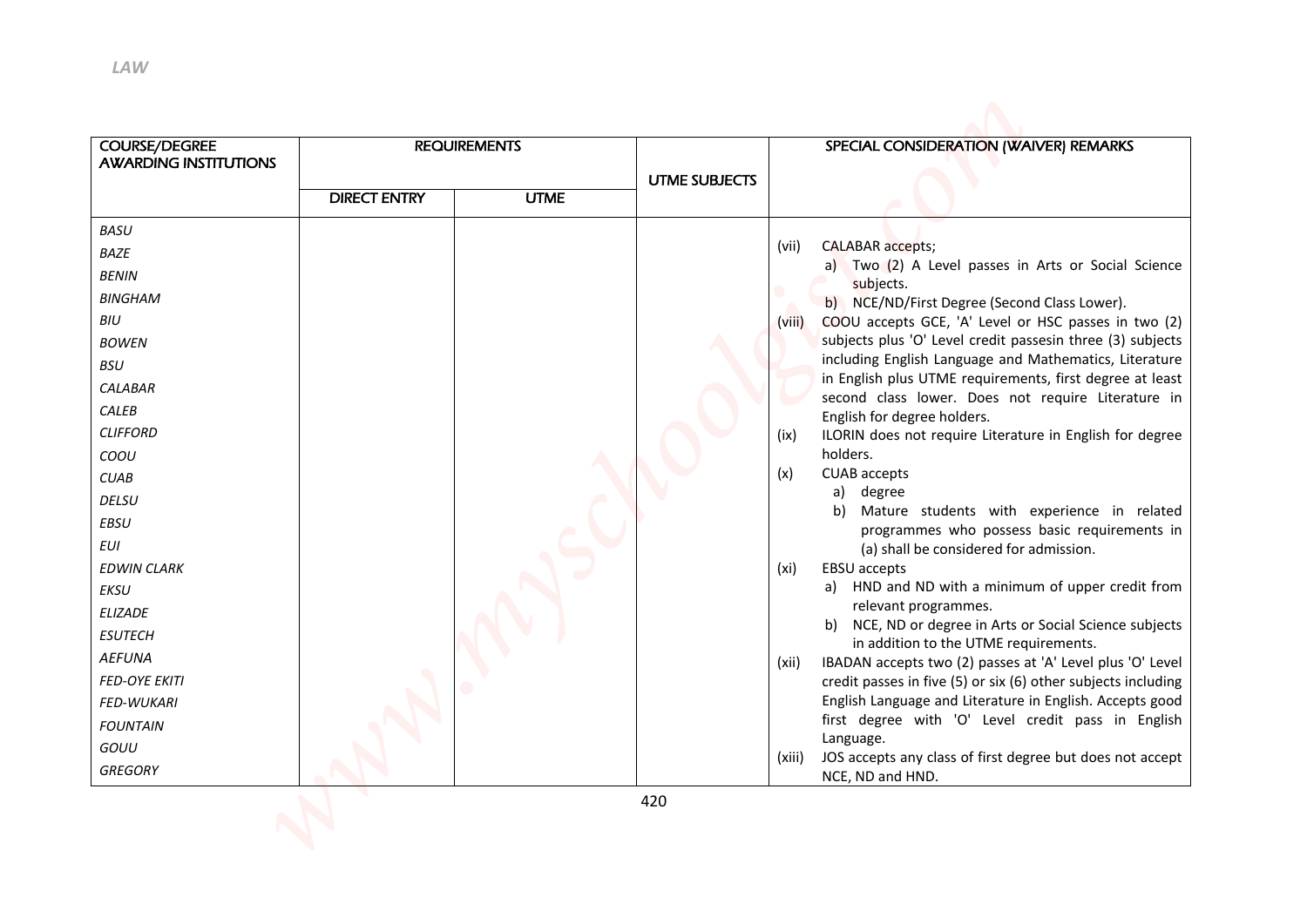*LAW*

| COURSE/DEGREE AWARDING INSTITUTIONS | REQUIREMENTS | | UTME SUBJECTS | SPECIAL CONSIDERATION (WAIVER) REMARKS |
|---|---|---|---|---|
| | DIRECT ENTRY | UTME | | |
| *BASU*<br>*BAZE*<br>*BENIN*<br>*BINGHAM*<br>*BIU*<br>*BOWEN*<br>*BSU*<br>*CALABAR*<br>*CALEB*<br>*CLIFFORD*<br>*COOU*<br>*CUAB*<br>*DELSU*<br>*EBSU*<br>*EUI*<br>*EDWIN CLARK*<br>*EKSU*<br>*ELIZADE*<br>*ESUTECH*<br>*AEFUNA*<br>*FED-OYE EKITI*<br>*FED-WUKARI*<br>*FOUNTAIN*<br>*GOUU*<br>*GREGORY* | | | | (vii) CALABAR accepts;<br>a) Two (2) A Level passes in Arts or Social Science subjects.<br>b) NCE/ND/First Degree (Second Class Lower).<br>(viii) COOU accepts GCE, 'A' Level or HSC passes in two (2) subjects plus 'O' Level credit passesin three (3) subjects including English Language and Mathematics, Literature in English plus UTME requirements, first degree at least second class lower. Does not require Literature in English for degree holders.<br>(ix) ILORIN does not require Literature in English for degree holders.<br>(x) CUAB accepts<br>a) degree<br>b) Mature students with experience in related programmes who possess basic requirements in (a) shall be considered for admission.<br>(xi) EBSU accepts<br>a) HND and ND with a minimum of upper credit from relevant programmes.<br>b) NCE, ND or degree in Arts or Social Science subjects in addition to the UTME requirements.<br>(xii) IBADAN accepts two (2) passes at 'A' Level plus 'O' Level credit passes in five (5) or six (6) other subjects including English Language and Literature in English. Accepts good first degree with 'O' Level credit pass in English Language.<br>(xiii) JOS accepts any class of first degree but does not accept NCE, ND and HND. |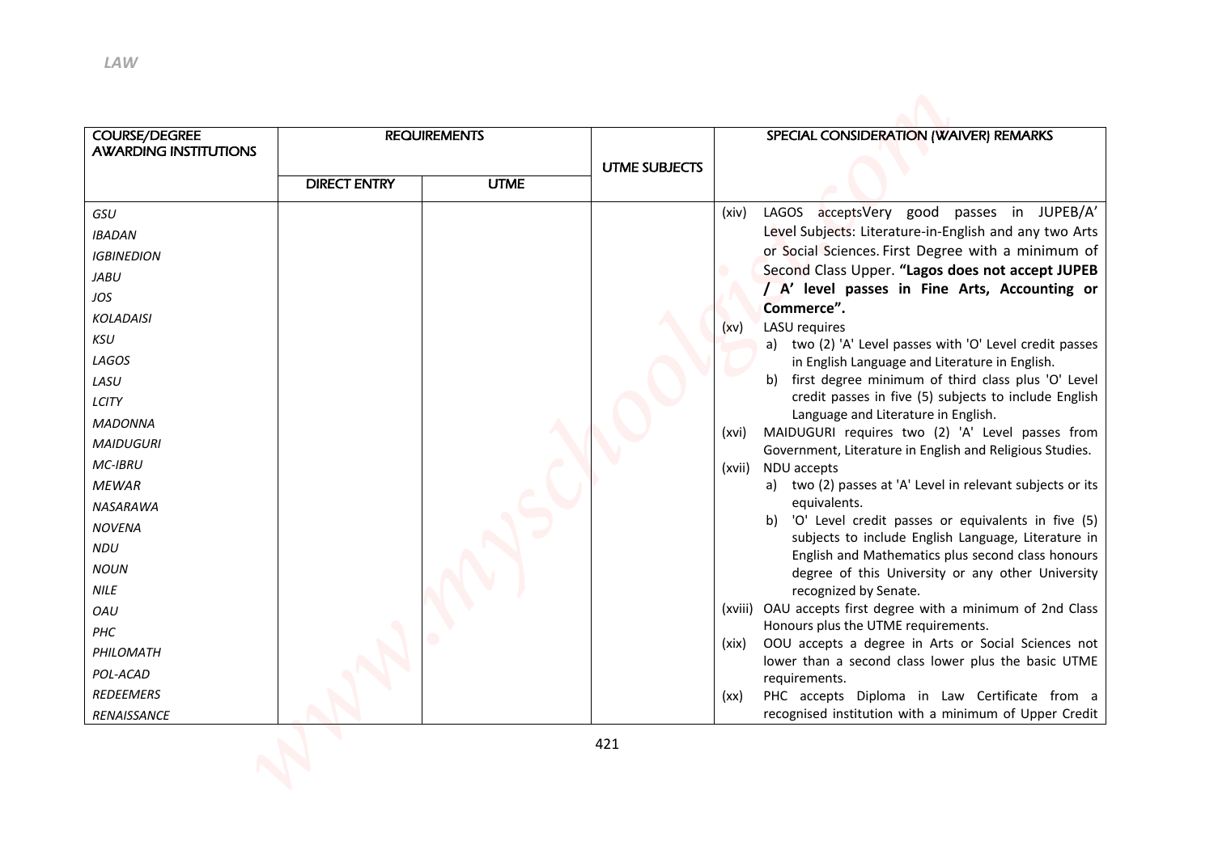*LAW*

| COURSE/DEGREE AWARDING INSTITUTIONS | REQUIREMENTS | | UTME SUBJECTS | SPECIAL CONSIDERATION (WAIVER) REMARKS |
|---|---|---|---|---|
| | DIRECT ENTRY | UTME | | |
| *GSU*<br>*IBADAN*<br>*IGBINEDION*<br>*JABU*<br>*JOS*<br>*KOLADAISI*<br>*KSU*<br>*LAGOS*<br>*LASU*<br>*LCITY*<br>*MADONNA*<br>*MAIDUGURI*<br>*MC-IBRU*<br>*MEWAR*<br>*NASARAWA*<br>*NOVENA*<br>*NDU*<br>*NOUN*<br>*NILE*<br>*OAU*<br>*PHC*<br>*PHILOMATH*<br>*POL-ACAD*<br>*REDEEMERS*<br>*RENAISSANCE* | | | | (xiv) LAGOS acceptsVery good passes in JUPEB/A' Level Subjects: Literature-in-English and any two Arts or Social Sciences. First Degree with a minimum of Second Class Upper. **"Lagos does not accept JUPEB / A' level passes in Fine Arts, Accounting or Commerce".**<br>(xv) LASU requires<br>a) two (2) 'A' Level passes with 'O' Level credit passes in English Language and Literature in English.<br>b) first degree minimum of third class plus 'O' Level credit passes in five (5) subjects to include English Language and Literature in English.<br>(xvi) MAIDUGURI requires two (2) 'A' Level passes from Government, Literature in English and Religious Studies.<br>(xvii) NDU accepts<br>a) two (2) passes at 'A' Level in relevant subjects or its equivalents.<br>b) 'O' Level credit passes or equivalents in five (5) subjects to include English Language, Literature in English and Mathematics plus second class honours degree of this University or any other University recognized by Senate.<br>(xviii) OAU accepts first degree with a minimum of 2nd Class Honours plus the UTME requirements.<br>(xix) OOU accepts a degree in Arts or Social Sciences not lower than a second class lower plus the basic UTME requirements.<br>(xx) PHC accepts Diploma in Law Certificate from a recognised institution with a minimum of Upper Credit |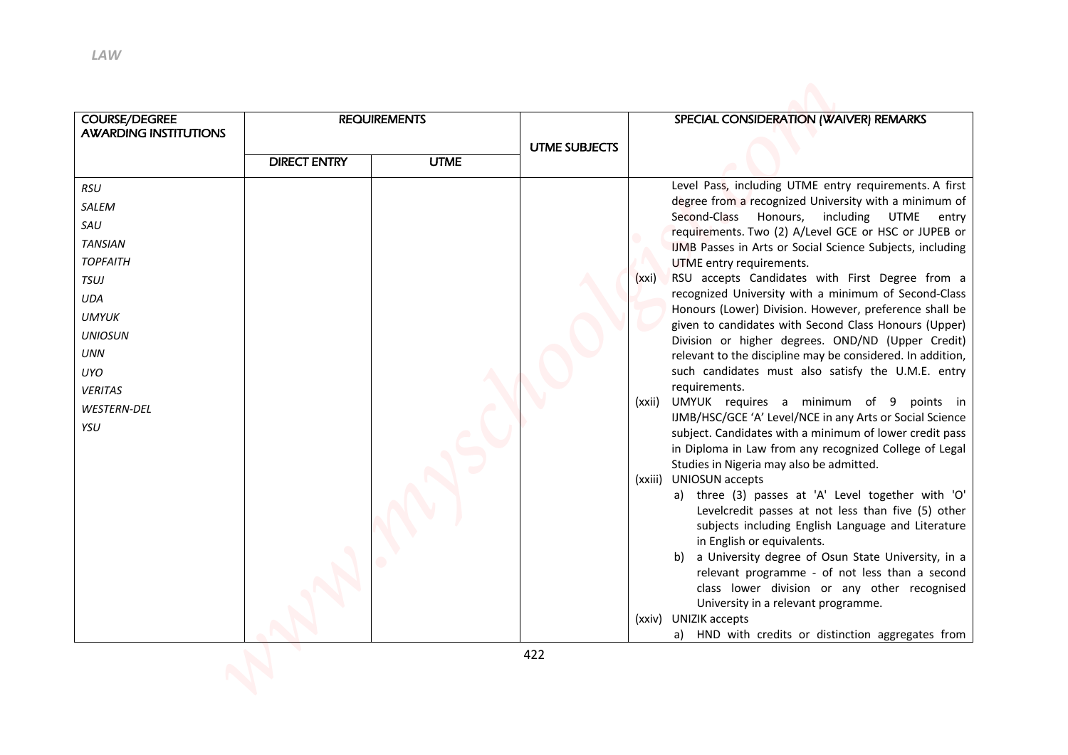| COURSE/DEGREE AWARDING INSTITUTIONS | REQUIREMENTS | | UTME SUBJECTS | SPECIAL CONSIDERATION (WAIVER) REMARKS |
|---|---|---|---|---|
| | DIRECT ENTRY | UTME | | |
| *RSU*<br>*SALEM*<br>*SAU*<br>*TANSIAN*<br>*TOPFAITH*<br>*TSUJ*<br>*UDA*<br>*UMYUK*<br>*UNIOSUN*<br>*UNN*<br>*UYO*<br>*VERITAS*<br>*WESTERN-DEL*<br>*YSU* | | | | Level Pass, including UTME entry requirements. A first degree from a recognized University with a minimum of Second-Class Honours, including UTME entry requirements. Two (2) A/Level GCE or HSC or JUPEB or IJMB Passes in Arts or Social Science Subjects, including UTME entry requirements.<br>(xxi) RSU accepts Candidates with First Degree from a recognized University with a minimum of Second-Class Honours (Lower) Division. However, preference shall be given to candidates with Second Class Honours (Upper) Division or higher degrees. OND/ND (Upper Credit) relevant to the discipline may be considered. In addition, such candidates must also satisfy the U.M.E. entry requirements.<br>(xxii) UMYUK requires a minimum of 9 points in IJMB/HSC/GCE 'A' Level/NCE in any Arts or Social Science subject. Candidates with a minimum of lower credit pass in Diploma in Law from any recognized College of Legal Studies in Nigeria may also be admitted.<br>(xxiii) UNIOSUN accepts<br>a) three (3) passes at 'A' Level together with 'O' Levelcredit passes at not less than five (5) other subjects including English Language and Literature in English or equivalents.<br>b) a University degree of Osun State University, in a relevant programme - of not less than a second class lower division or any other recognised University in a relevant programme.<br>(xxiv) UNIZIK accepts<br>a) HND with credits or distinction aggregates from |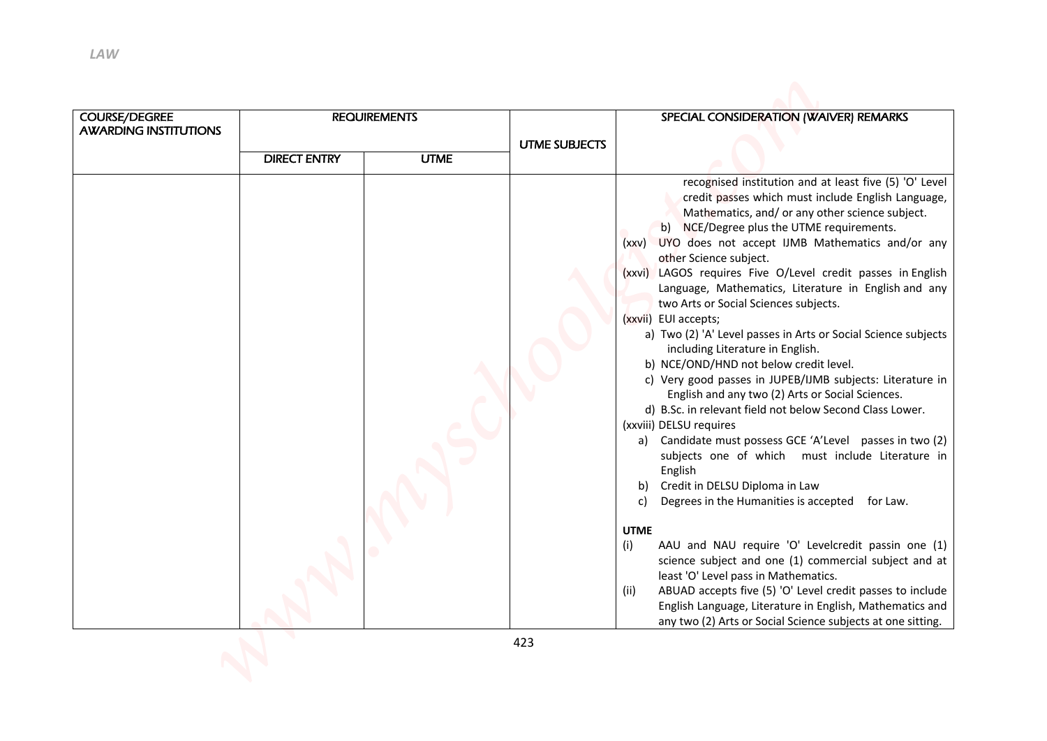| COURSE/DEGREE AWARDING INSTITUTIONS | REQUIREMENTS | | UTME SUBJECTS | SPECIAL CONSIDERATION (WAIVER) REMARKS |
|---|---|---|---|---|
| | DIRECT ENTRY | UTME | | |
| | | | | recognised institution and at least five (5) 'O' Level credit passes which must include English Language, Mathematics, and/ or any other science subject.<br>b) NCE/Degree plus the UTME requirements.<br>(xxv) UYO does not accept IJMB Mathematics and/or any other Science subject.<br>(xxvi) LAGOS requires Five O/Level credit passes in English Language, Mathematics, Literature in English and any two Arts or Social Sciences subjects.<br>(xxvii) EUI accepts;<br>a) Two (2) 'A' Level passes in Arts or Social Science subjects including Literature in English.<br>b) NCE/OND/HND not below credit level.<br>c) Very good passes in JUPEB/IJMB subjects: Literature in English and any two (2) Arts or Social Sciences.<br>d) B.Sc. in relevant field not below Second Class Lower.<br>(xxviii) DELSU requires<br>a) Candidate must possess GCE 'A'Level passes in two (2) subjects one of which must include Literature in English<br>b) Credit in DELSU Diploma in Law<br>c) Degrees in the Humanities is accepted for Law.<br><br>**UTME**<br>(i) AAU and NAU require 'O' Levelcredit passin one (1) science subject and one (1) commercial subject and at least 'O' Level pass in Mathematics.<br>(ii) ABUAD accepts five (5) 'O' Level credit passes to include English Language, Literature in English, Mathematics and any two (2) Arts or Social Science subjects at one sitting. |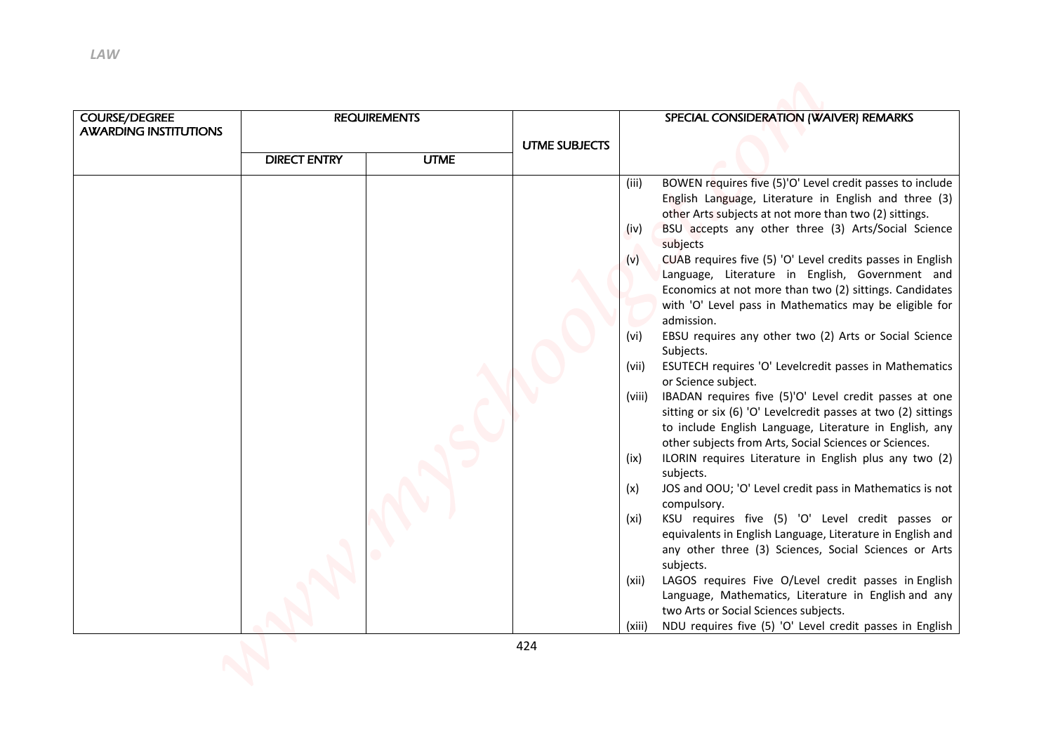| COURSE/DEGREE AWARDING INSTITUTIONS | REQUIREMENTS | | UTME SUBJECTS | SPECIAL CONSIDERATION (WAIVER) REMARKS |
|---|---|---|---|---|
| | DIRECT ENTRY | UTME | | |
| | | | | (iii) BOWEN requires five (5)'O' Level credit passes to include English Language, Literature in English and three (3) other Arts subjects at not more than two (2) sittings.<br>(iv) BSU accepts any other three (3) Arts/Social Science subjects<br>(v) CUAB requires five (5) 'O' Level credits passes in English Language, Literature in English, Government and Economics at not more than two (2) sittings. Candidates with 'O' Level pass in Mathematics may be eligible for admission.<br>(vi) EBSU requires any other two (2) Arts or Social Science Subjects.<br>(vii) ESUTECH requires 'O' Levelcredit passes in Mathematics or Science subject.<br>(viii) IBADAN requires five (5)'O' Level credit passes at one sitting or six (6) 'O' Levelcredit passes at two (2) sittings to include English Language, Literature in English, any other subjects from Arts, Social Sciences or Sciences.<br>(ix) ILORIN requires Literature in English plus any two (2) subjects.<br>(x) JOS and OOU; 'O' Level credit pass in Mathematics is not compulsory.<br>(xi) KSU requires five (5) 'O' Level credit passes or equivalents in English Language, Literature in English and any other three (3) Sciences, Social Sciences or Arts subjects.<br>(xii) LAGOS requires Five O/Level credit passes in English Language, Mathematics, Literature in English and any two Arts or Social Sciences subjects.<br>(xiii) NDU requires five (5) 'O' Level credit passes in English |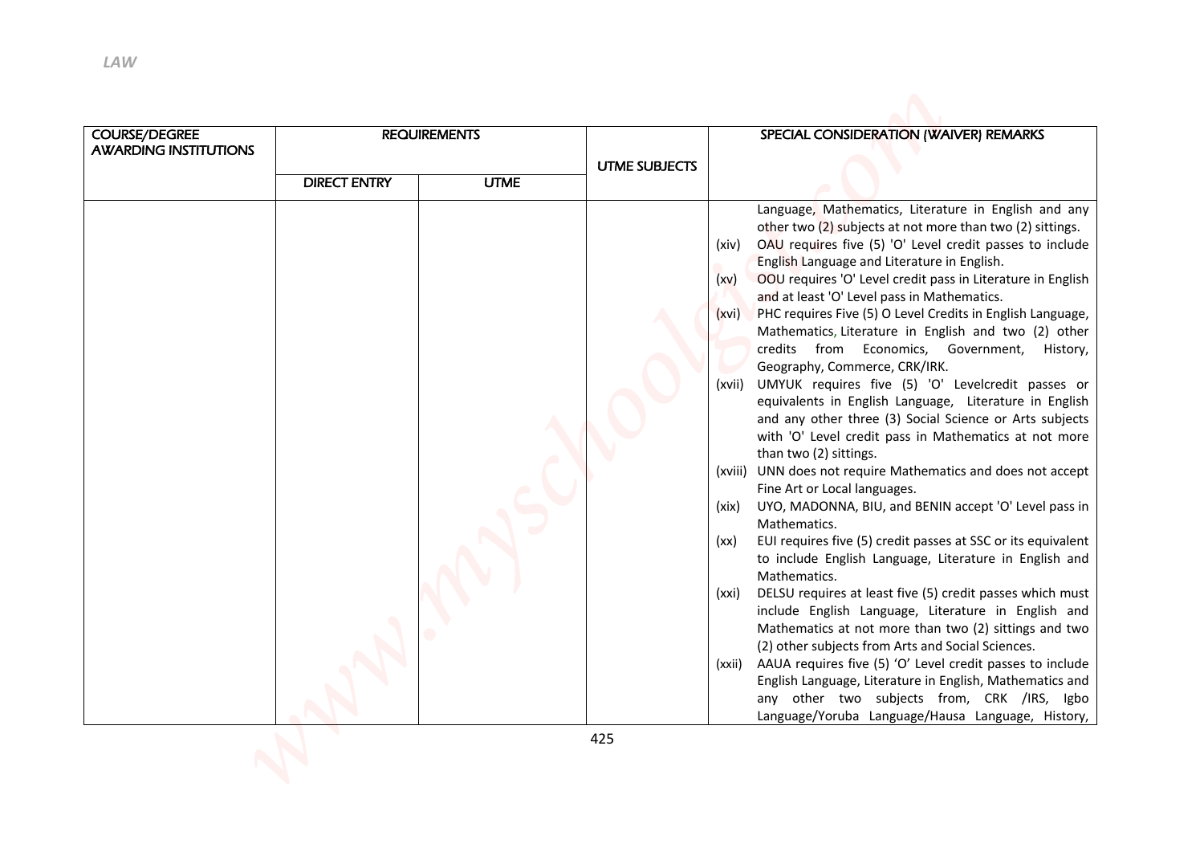| COURSE/DEGREE AWARDING INSTITUTIONS | REQUIREMENTS | | UTME SUBJECTS | SPECIAL CONSIDERATION (WAIVER) REMARKS |
|---|---|---|---|---|
| | DIRECT ENTRY | UTME | | |
| | | | | Language, Mathematics, Literature in English and any other two (2) subjects at not more than two (2) sittings.<br>(xiv) OAU requires five (5) 'O' Level credit passes to include English Language and Literature in English.<br>(xv) OOU requires 'O' Level credit pass in Literature in English and at least 'O' Level pass in Mathematics.<br>(xvi) PHC requires Five (5) O Level Credits in English Language, Mathematics, Literature in English and two (2) other credits from Economics, Government, History, Geography, Commerce, CRK/IRK.<br>(xvii) UMYUK requires five (5) 'O' Levelcredit passes or equivalents in English Language, Literature in English and any other three (3) Social Science or Arts subjects with 'O' Level credit pass in Mathematics at not more than two (2) sittings.<br>(xviii) UNN does not require Mathematics and does not accept Fine Art or Local languages.<br>(xix) UYO, MADONNA, BIU, and BENIN accept 'O' Level pass in Mathematics.<br>(xx) EUI requires five (5) credit passes at SSC or its equivalent to include English Language, Literature in English and Mathematics.<br>(xxi) DELSU requires at least five (5) credit passes which must include English Language, Literature in English and Mathematics at not more than two (2) sittings and two (2) other subjects from Arts and Social Sciences.<br>(xxii) AAUA requires five (5) 'O' Level credit passes to include English Language, Literature in English, Mathematics and any other two subjects from, CRK /IRS, Igbo Language/Yoruba Language/Hausa Language, History, |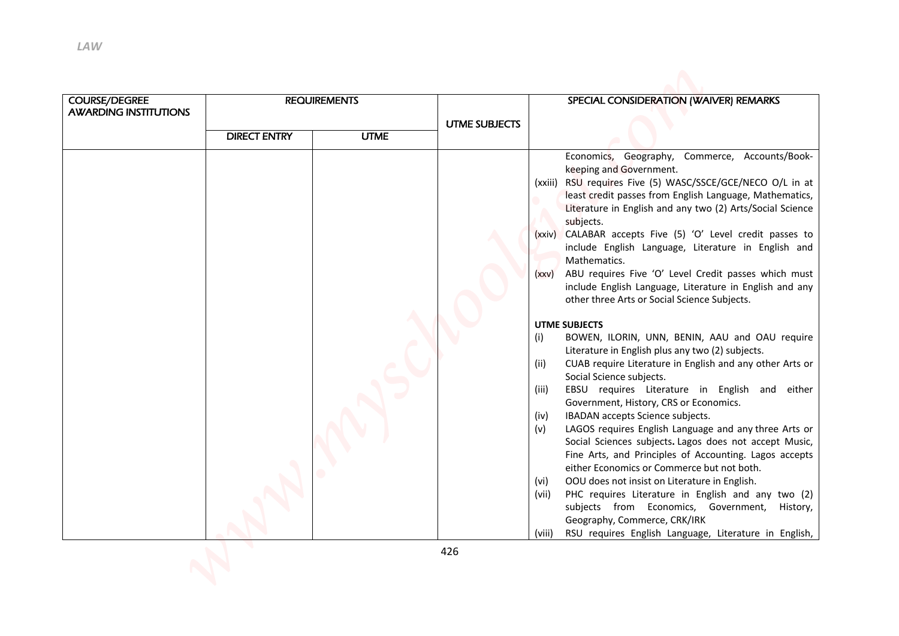| COURSE/DEGREE AWARDING INSTITUTIONS | REQUIREMENTS | | UTME SUBJECTS | SPECIAL CONSIDERATION (WAIVER) REMARKS |
|---|---|---|---|---|
| | DIRECT ENTRY | UTME | | |
| | | | | Economics, Geography, Commerce, Accounts/Book-keeping and Government.<br>(xxiii) RSU requires Five (5) WASC/SSCE/GCE/NECO O/L in at least credit passes from English Language, Mathematics, Literature in English and any two (2) Arts/Social Science subjects.<br>(xxiv) CALABAR accepts Five (5) 'O' Level credit passes to include English Language, Literature in English and Mathematics.<br>(xxv) ABU requires Five 'O' Level Credit passes which must include English Language, Literature in English and any other three Arts or Social Science Subjects.<br><br>**UTME SUBJECTS**<br>(i) BOWEN, ILORIN, UNN, BENIN, AAU and OAU require Literature in English plus any two (2) subjects.<br>(ii) CUAB require Literature in English and any other Arts or Social Science subjects.<br>(iii) EBSU requires Literature in English and either Government, History, CRS or Economics.<br>(iv) IBADAN accepts Science subjects.<br>(v) LAGOS requires English Language and any three Arts or Social Sciences subjects. Lagos does not accept Music, Fine Arts, and Principles of Accounting. Lagos accepts either Economics or Commerce but not both.<br>(vi) OOU does not insist on Literature in English.<br>(vii) PHC requires Literature in English and any two (2) subjects from Economics, Government, History, Geography, Commerce, CRK/IRK<br>(viii) RSU requires English Language, Literature in English, |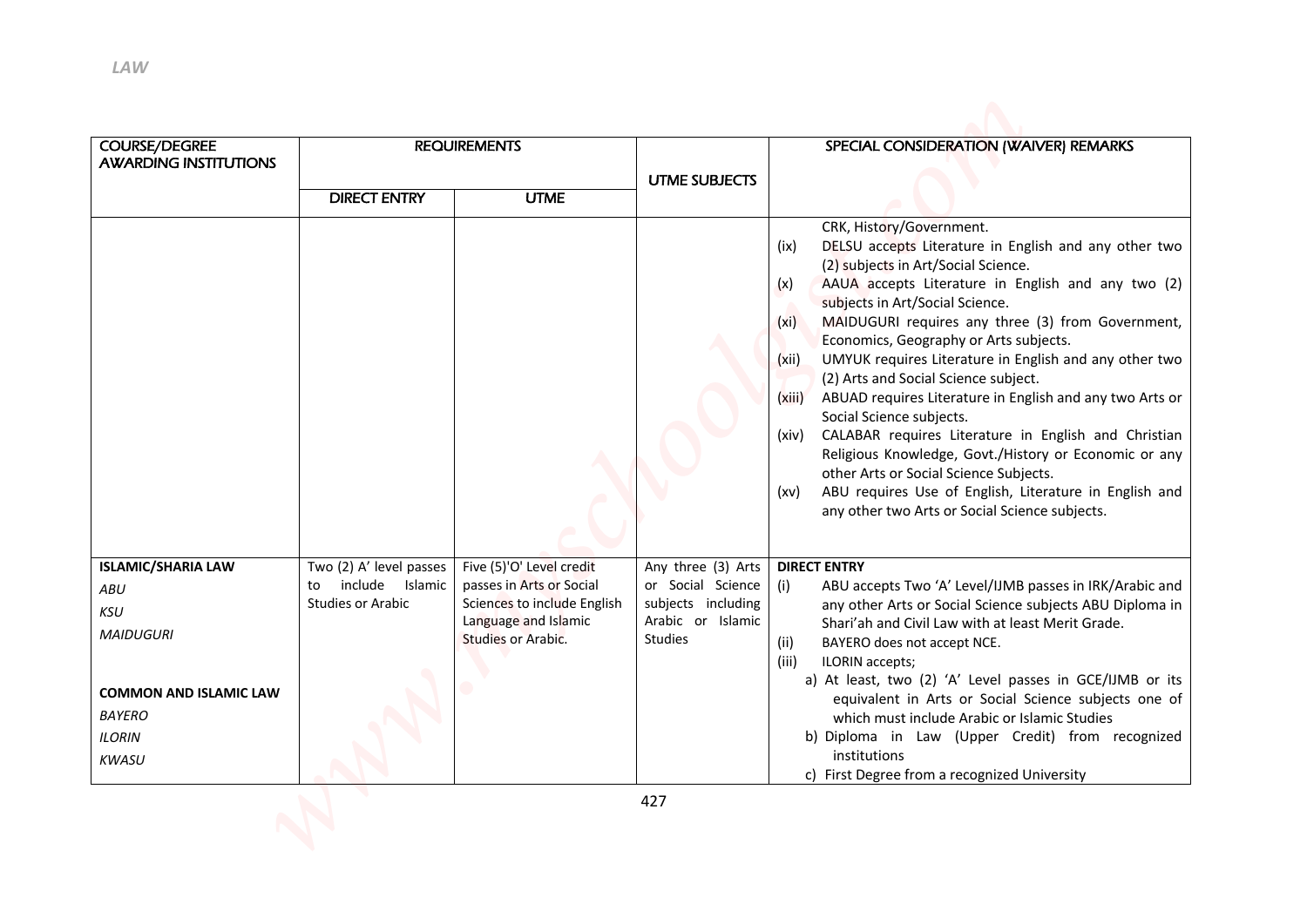| COURSE/DEGREE AWARDING INSTITUTIONS | REQUIREMENTS | | UTME SUBJECTS | SPECIAL CONSIDERATION (WAIVER) REMARKS |
|---|---|---|---|---|
| | DIRECT ENTRY | UTME | | |
| | | | | CRK, History/Government.<br>(ix) DELSU accepts Literature in English and any other two (2) subjects in Art/Social Science.<br>(x) AAUA accepts Literature in English and any two (2) subjects in Art/Social Science.<br>(xi) MAIDUGURI requires any three (3) from Government, Economics, Geography or Arts subjects.<br>(xii) UMYUK requires Literature in English and any other two (2) Arts and Social Science subject.<br>(xiii) ABUAD requires Literature in English and any two Arts or Social Science subjects.<br>(xiv) CALABAR requires Literature in English and Christian Religious Knowledge, Govt./History or Economic or any other Arts or Social Science Subjects.<br>(xv) ABU requires Use of English, Literature in English and any other two Arts or Social Science subjects. |
| **ISLAMIC/SHARIA LAW**<br>*ABU*<br>*KSU*<br>*MAIDUGURI*<br><br>**COMMON AND ISLAMIC LAW**<br>*BAYERO*<br>*ILORIN*<br>*KWASU* | Two (2) A' level passes to include Islamic Studies or Arabic | Five (5)'O' Level credit passes in Arts or Social Sciences to include English Language and Islamic Studies or Arabic. | Any three (3) Arts or Social Science subjects including Arabic or Islamic Studies | **DIRECT ENTRY**<br>(i) ABU accepts Two 'A' Level/IJMB passes in IRK/Arabic and any other Arts or Social Science subjects ABU Diploma in Shari'ah and Civil Law with at least Merit Grade.<br>(ii) BAYERO does not accept NCE.<br>(iii) ILORIN accepts;<br>a) At least, two (2) 'A' Level passes in GCE/IJMB or its equivalent in Arts or Social Science subjects one of which must include Arabic or Islamic Studies<br>b) Diploma in Law (Upper Credit) from recognized institutions<br>c) First Degree from a recognized University |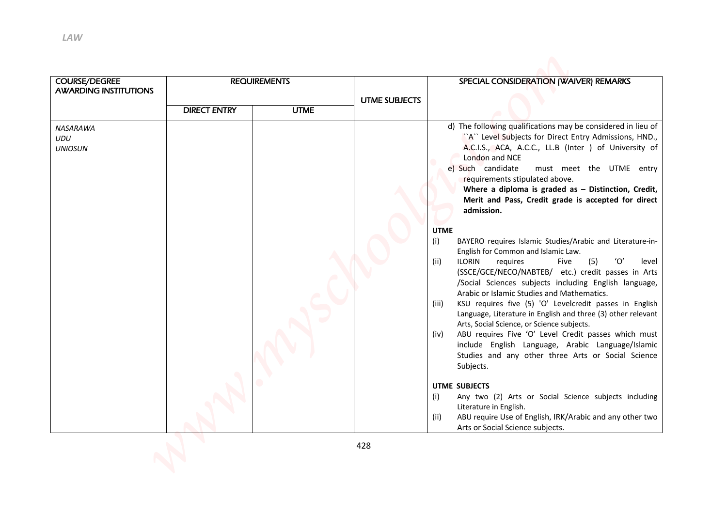| COURSE/DEGREE AWARDING INSTITUTIONS | REQUIREMENTS | | UTME SUBJECTS | SPECIAL CONSIDERATION (WAIVER) REMARKS |
|---|---|---|---|---|
| | DIRECT ENTRY | UTME | | |
| *NASARAWA*<br>*UDU*<br>*UNIOSUN* | | | | d) The following qualifications may be considered in lieu of ``A`` Level Subjects for Direct Entry Admissions, HND., A.C.I.S., ACA, A.C.C., LL.B (Inter ) of University of London and NCE<br>e) Such candidate must meet the UTME entry requirements stipulated above.<br>**Where a diploma is graded as – Distinction, Credit, Merit and Pass, Credit grade is accepted for direct admission.**<br><br>**UTME**<br>(i) BAYERO requires Islamic Studies/Arabic and Literature-in-English for Common and Islamic Law.<br>(ii) ILORIN requires Five (5) 'O' level (SSCE/GCE/NECO/NABTEB/ etc.) credit passes in Arts /Social Sciences subjects including English language, Arabic or Islamic Studies and Mathematics.<br>(iii) KSU requires five (5) 'O' Levelcredit passes in English Language, Literature in English and three (3) other relevant Arts, Social Science, or Science subjects.<br>(iv) ABU requires Five 'O' Level Credit passes which must include English Language, Arabic Language/Islamic Studies and any other three Arts or Social Science Subjects.<br><br>**UTME SUBJECTS**<br>(i) Any two (2) Arts or Social Science subjects including Literature in English.<br>(ii) ABU require Use of English, IRK/Arabic and any other two Arts or Social Science subjects. |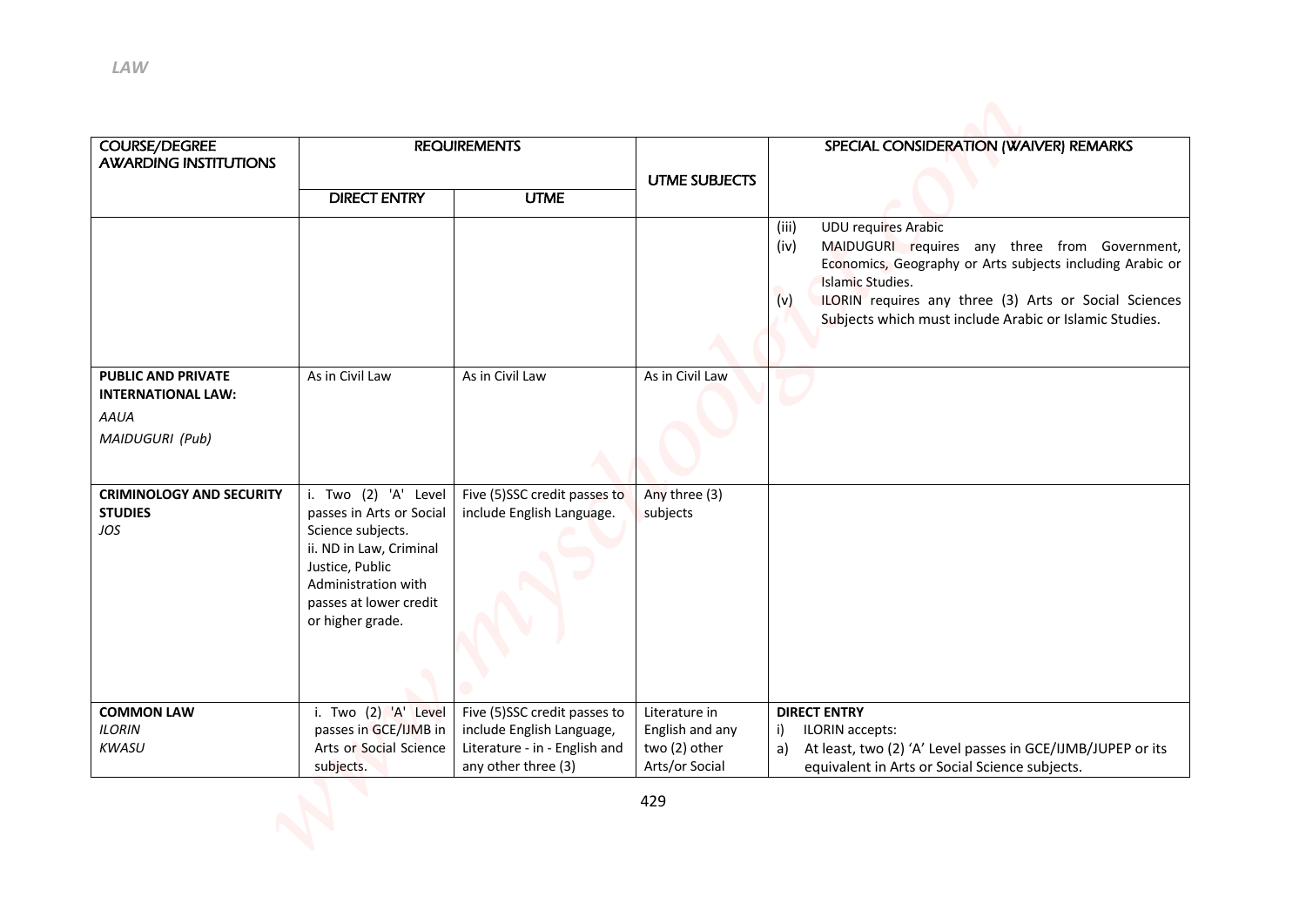| COURSE/DEGREE AWARDING INSTITUTIONS | REQUIREMENTS | | UTME SUBJECTS | SPECIAL CONSIDERATION (WAIVER) REMARKS |
|---|---|---|---|---|
| | DIRECT ENTRY | UTME | | |
| | | | | (iii) UDU requires Arabic<br>(iv) MAIDUGURI requires any three from Government, Economics, Geography or Arts subjects including Arabic or Islamic Studies.<br>(v) ILORIN requires any three (3) Arts or Social Sciences Subjects which must include Arabic or Islamic Studies. |
| **PUBLIC AND PRIVATE INTERNATIONAL LAW:**<br>*AAUA*<br>*MAIDUGURI (Pub)* | As in Civil Law | As in Civil Law | As in Civil Law | |
| **CRIMINOLOGY AND SECURITY STUDIES**<br>*JOS* | i. Two (2) 'A' Level passes in Arts or Social Science subjects.<br>ii. ND in Law, Criminal Justice, Public Administration with passes at lower credit or higher grade. | Five (5)SSC credit passes to include English Language. | Any three (3) subjects | |
| **COMMON LAW**<br>*ILORIN*<br>*KWASU* | i. Two (2) 'A' Level passes in GCE/IJMB in Arts or Social Science subjects. | Five (5)SSC credit passes to include English Language, Literature - in - English and any other three (3) | Literature in English and any two (2) other Arts/or Social | **DIRECT ENTRY**<br>i) ILORIN accepts:<br>a) At least, two (2) 'A' Level passes in GCE/IJMB/JUPEP or its equivalent in Arts or Social Science subjects. |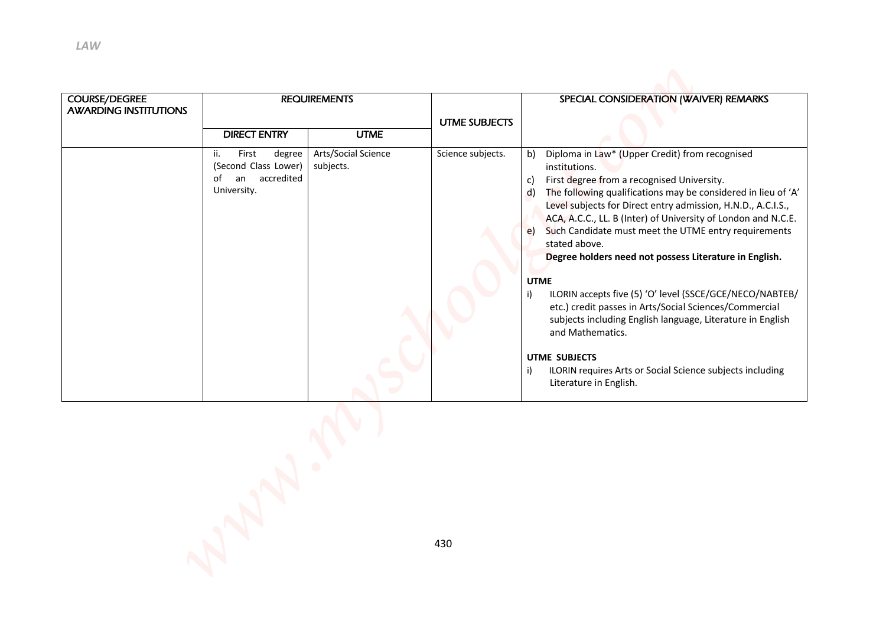| COURSE/DEGREE AWARDING INSTITUTIONS | REQUIREMENTS | | UTME SUBJECTS | SPECIAL CONSIDERATION (WAIVER) REMARKS |
|---|---|---|---|---|
| | DIRECT ENTRY | UTME | | |
| | ii. First degree (Second Class Lower) of an accredited University. | Arts/Social Science subjects. | Science subjects. | b) Diploma in Law* (Upper Credit) from recognised institutions.<br>c) First degree from a recognised University.<br>d) The following qualifications may be considered in lieu of 'A' Level subjects for Direct entry admission, H.N.D., A.C.I.S., ACA, A.C.C., LL. B (Inter) of University of London and N.C.E.<br>e) Such Candidate must meet the UTME entry requirements stated above.<br>**Degree holders need not possess Literature in English.**<br><br>**UTME**<br>i) ILORIN accepts five (5) 'O' level (SSCE/GCE/NECO/NABTEB/ etc.) credit passes in Arts/Social Sciences/Commercial subjects including English language, Literature in English and Mathematics.<br><br>**UTME SUBJECTS**<br>i) ILORIN requires Arts or Social Science subjects including Literature in English. |